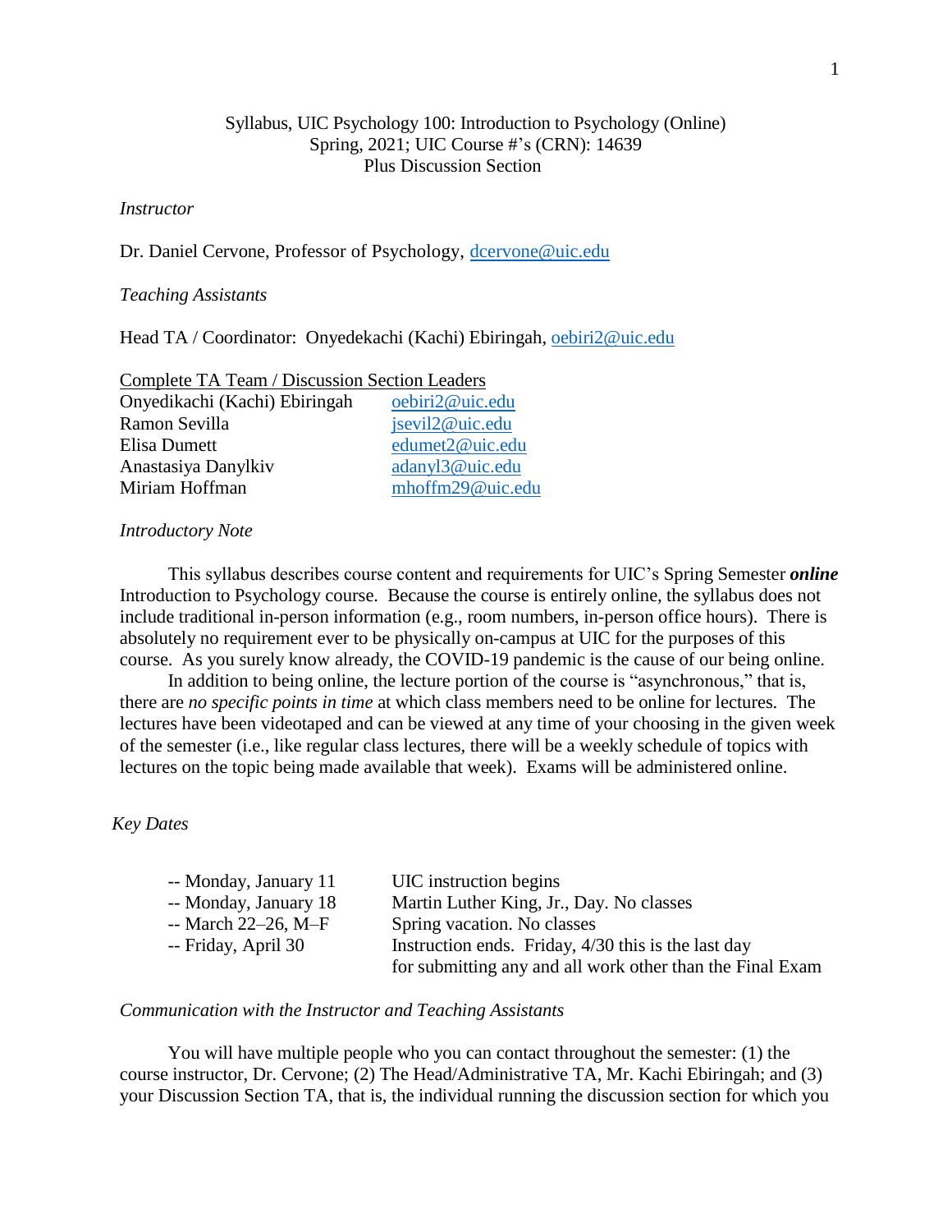Syllabus, UIC Psychology 100: Introduction to Psychology (Online)
Spring, 2021; UIC Course #'s (CRN): 14639
Plus Discussion Section

*Instructor*

Dr. Daniel Cervone, Professor of Psychology, dcervone@uic.edu

*Teaching Assistants*

Head TA / Coordinator: Onyedekachi (Kachi) Ebiringah, oebiri2@uic.edu

Complete TA Team / Discussion Section Leaders

| | |
|---|---|
| Onyedikachi (Kachi) Ebiringah | oebiri2@uic.edu |
| Ramon Sevilla | jsevil2@uic.edu |
| Elisa Dumett | edumet2@uic.edu |
| Anastasiya Danylkiv | adanyl3@uic.edu |
| Miriam Hoffman | mhoffm29@uic.edu |

*Introductory Note*

This syllabus describes course content and requirements for UIC's Spring Semester ***online*** Introduction to Psychology course. Because the course is entirely online, the syllabus does not include traditional in-person information (e.g., room numbers, in-person office hours). There is absolutely no requirement ever to be physically on-campus at UIC for the purposes of this course. As you surely know already, the COVID-19 pandemic is the cause of our being online.

In addition to being online, the lecture portion of the course is "asynchronous," that is, there are *no specific points in time* at which class members need to be online for lectures. The lectures have been videotaped and can be viewed at any time of your choosing in the given week of the semester (i.e., like regular class lectures, there will be a weekly schedule of topics with lectures on the topic being made available that week). Exams will be administered online.

*Key Dates*

| | |
|---|---|
| -- Monday, January 11 | UIC instruction begins |
| -- Monday, January 18 | Martin Luther King, Jr., Day. No classes |
| -- March 22–26, M–F | Spring vacation. No classes |
| -- Friday, April 30 | Instruction ends. Friday, 4/30 this is the last day for submitting any and all work other than the Final Exam |

*Communication with the Instructor and Teaching Assistants*

You will have multiple people who you can contact throughout the semester: (1) the course instructor, Dr. Cervone; (2) The Head/Administrative TA, Mr. Kachi Ebiringah; and (3) your Discussion Section TA, that is, the individual running the discussion section for which you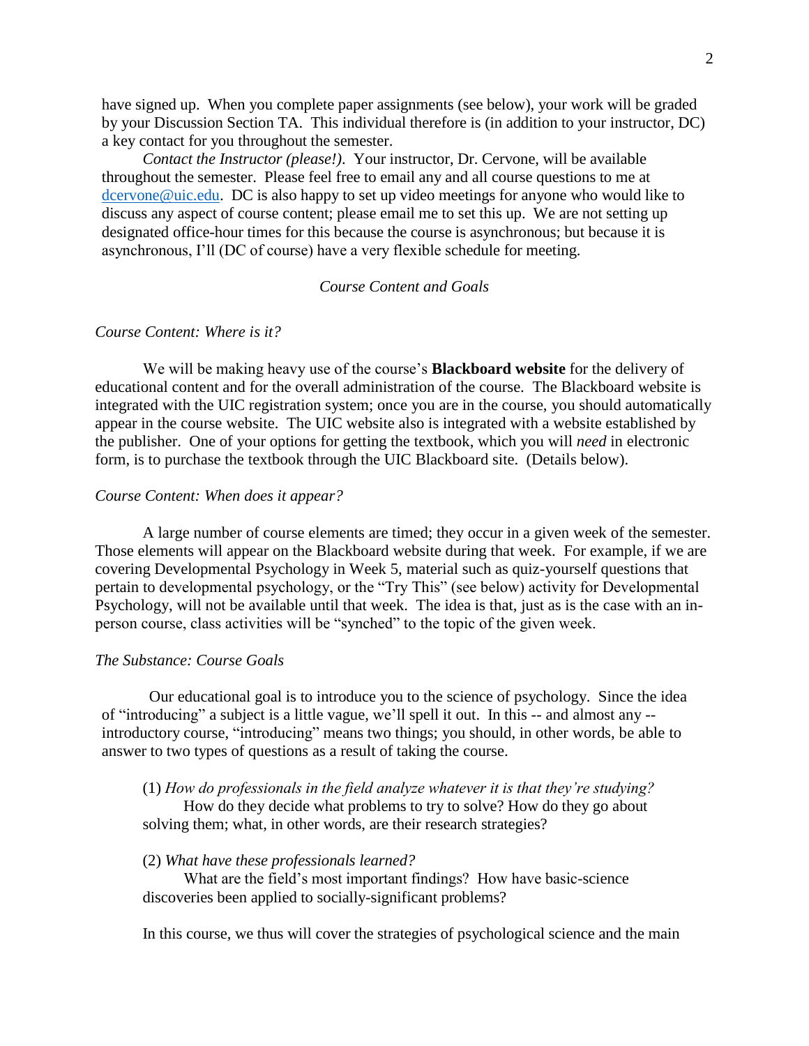have signed up. When you complete paper assignments (see below), your work will be graded by your Discussion Section TA. This individual therefore is (in addition to your instructor, DC) a key contact for you throughout the semester.

*Contact the Instructor (please!)*. Your instructor, Dr. Cervone, will be available throughout the semester. Please feel free to email any and all course questions to me at dcervone@uic.edu. DC is also happy to set up video meetings for anyone who would like to discuss any aspect of course content; please email me to set this up. We are not setting up designated office-hour times for this because the course is asynchronous; but because it is asynchronous, I'll (DC of course) have a very flexible schedule for meeting.

## *Course Content and Goals*

### *Course Content: Where is it?*

We will be making heavy use of the course's **Blackboard website** for the delivery of educational content and for the overall administration of the course. The Blackboard website is integrated with the UIC registration system; once you are in the course, you should automatically appear in the course website. The UIC website also is integrated with a website established by the publisher. One of your options for getting the textbook, which you will *need* in electronic form, is to purchase the textbook through the UIC Blackboard site. (Details below).

### *Course Content: When does it appear?*

A large number of course elements are timed; they occur in a given week of the semester. Those elements will appear on the Blackboard website during that week. For example, if we are covering Developmental Psychology in Week 5, material such as quiz-yourself questions that pertain to developmental psychology, or the "Try This" (see below) activity for Developmental Psychology, will not be available until that week. The idea is that, just as is the case with an in-person course, class activities will be "synched" to the topic of the given week.

### *The Substance: Course Goals*

Our educational goal is to introduce you to the science of psychology. Since the idea of "introducing" a subject is a little vague, we'll spell it out. In this -- and almost any -- introductory course, "introducing" means two things; you should, in other words, be able to answer to two types of questions as a result of taking the course.

(1) *How do professionals in the field analyze whatever it is that they're studying?*
How do they decide what problems to try to solve? How do they go about solving them; what, in other words, are their research strategies?

(2) *What have these professionals learned?*
What are the field's most important findings? How have basic-science discoveries been applied to socially-significant problems?

In this course, we thus will cover the strategies of psychological science and the main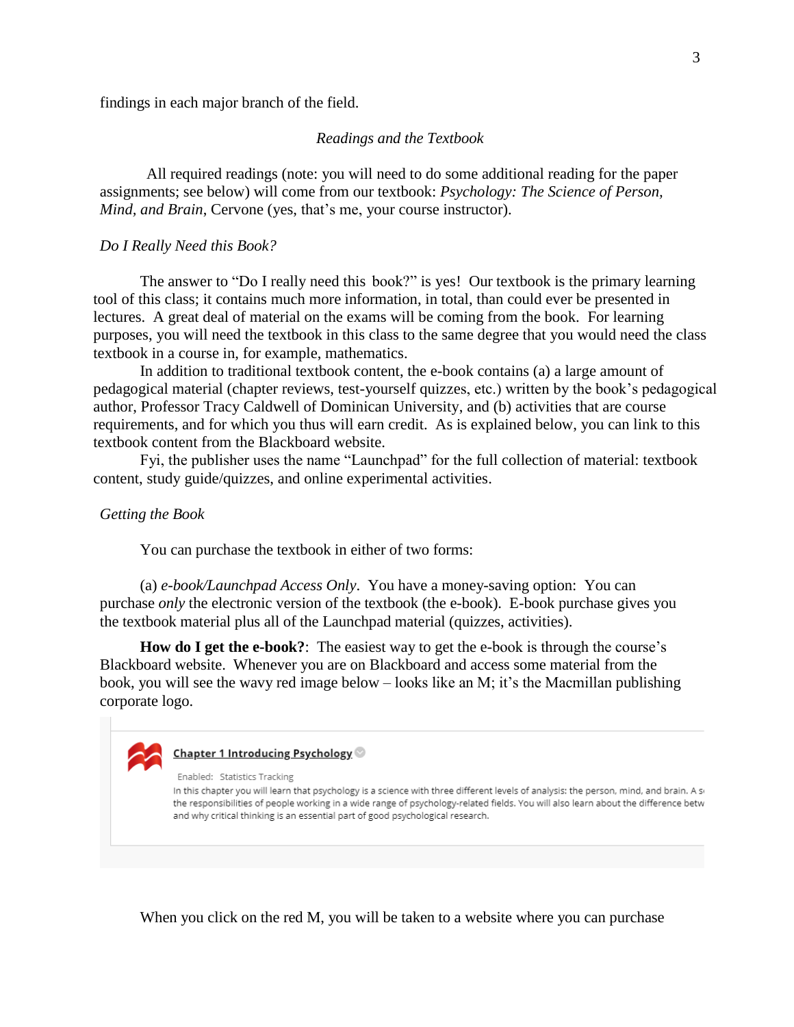findings in each major branch of the field.

*Readings and the Textbook*

All required readings (note: you will need to do some additional reading for the paper assignments; see below) will come from our textbook: *Psychology: The Science of Person, Mind, and Brain*, Cervone (yes, that's me, your course instructor).

*Do I Really Need this Book?*

The answer to "Do I really need this book?" is yes! Our textbook is the primary learning tool of this class; it contains much more information, in total, than could ever be presented in lectures. A great deal of material on the exams will be coming from the book. For learning purposes, you will need the textbook in this class to the same degree that you would need the class textbook in a course in, for example, mathematics.

In addition to traditional textbook content, the e-book contains (a) a large amount of pedagogical material (chapter reviews, test-yourself quizzes, etc.) written by the book's pedagogical author, Professor Tracy Caldwell of Dominican University, and (b) activities that are course requirements, and for which you thus will earn credit. As is explained below, you can link to this textbook content from the Blackboard website.

Fyi, the publisher uses the name "Launchpad" for the full collection of material: textbook content, study guide/quizzes, and online experimental activities.

*Getting the Book*

You can purchase the textbook in either of two forms:

(a) *e-book/Launchpad Access Only*. You have a money-saving option: You can purchase *only* the electronic version of the textbook (the e-book). E-book purchase gives you the textbook material plus all of the Launchpad material (quizzes, activities).

**How do I get the e-book?**: The easiest way to get the e-book is through the course's Blackboard website. Whenever you are on Blackboard and access some material from the book, you will see the wavy red image below – looks like an M; it's the Macmillan publishing corporate logo.

Chapter 1 Introducing Psychology

Enabled: Statistics Tracking

In this chapter you will learn that psychology is a science with three different levels of analysis: the person, mind, and brain. A s... the responsibilities of people working in a wide range of psychology-related fields. You will also learn about the difference betw... and why critical thinking is an essential part of good psychological research.

When you click on the red M, you will be taken to a website where you can purchase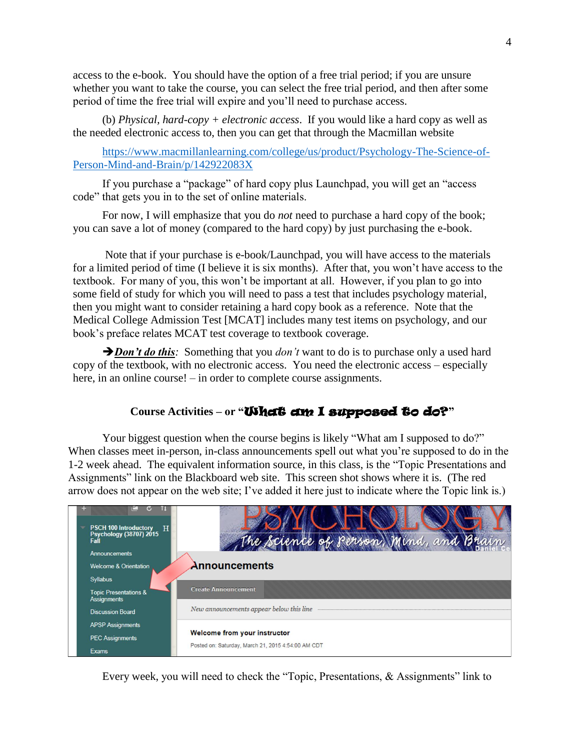access to the e-book. You should have the option of a free trial period; if you are unsure whether you want to take the course, you can select the free trial period, and then after some period of time the free trial will expire and you'll need to purchase access.

(b) *Physical, hard-copy + electronic access*. If you would like a hard copy as well as the needed electronic access to, then you can get that through the Macmillan website

[https://www.macmillanlearning.com/college/us/product/Psychology-The-Science-of-Person-Mind-and-Brain/p/142922083X](https://www.macmillanlearning.com/college/us/product/Psychology-The-Science-of-Person-Mind-and-Brain/p/142922083X)

If you purchase a "package" of hard copy plus Launchpad, you will get an "access code" that gets you in to the set of online materials.

For now, I will emphasize that you do *not* need to purchase a hard copy of the book; you can save a lot of money (compared to the hard copy) by just purchasing the e-book.

Note that if your purchase is e-book/Launchpad, you will have access to the materials for a limited period of time (I believe it is six months). After that, you won't have access to the textbook. For many of you, this won't be important at all. However, if you plan to go into some field of study for which you will need to pass a test that includes psychology material, then you might want to consider retaining a hard copy book as a reference. Note that the Medical College Admission Test [MCAT] includes many test items on psychology, and our book's preface relates MCAT test coverage to textbook coverage.

➔***Don't do this***: Something that you *don't* want to do is to purchase only a used hard copy of the textbook, with no electronic access. You need the electronic access – especially here, in an online course! – in order to complete course assignments.

## Course Activities – or "What am I supposed to do?"

Your biggest question when the course begins is likely "What am I supposed to do?" When classes meet in-person, in-class announcements spell out what you're supposed to do in the 1-2 week ahead. The equivalent information source, in this class, is the "Topic Presentations and Assignments" link on the Blackboard web site. This screen shot shows where it is. (The red arrow does not appear on the web site; I've added it here just to indicate where the Topic link is.)

Every week, you will need to check the "Topic, Presentations, & Assignments" link to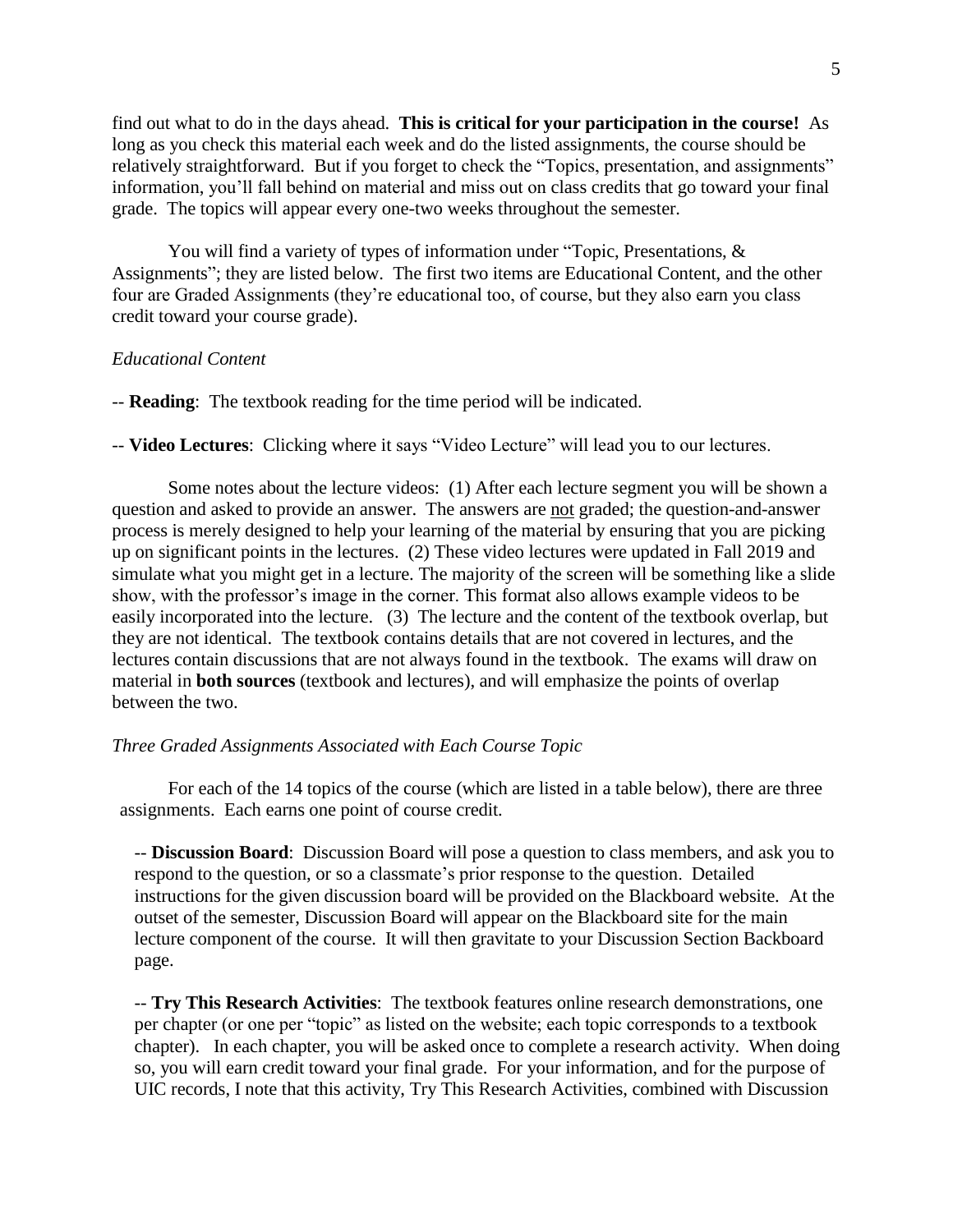find out what to do in the days ahead. **This is critical for your participation in the course!** As long as you check this material each week and do the listed assignments, the course should be relatively straightforward. But if you forget to check the "Topics, presentation, and assignments" information, you'll fall behind on material and miss out on class credits that go toward your final grade. The topics will appear every one-two weeks throughout the semester.

You will find a variety of types of information under "Topic, Presentations, & Assignments"; they are listed below. The first two items are Educational Content, and the other four are Graded Assignments (they're educational too, of course, but they also earn you class credit toward your course grade).

*Educational Content*

-- **Reading**: The textbook reading for the time period will be indicated.

-- **Video Lectures**: Clicking where it says "Video Lecture" will lead you to our lectures.

Some notes about the lecture videos: (1) After each lecture segment you will be shown a question and asked to provide an answer. The answers are <u>not</u> graded; the question-and-answer process is merely designed to help your learning of the material by ensuring that you are picking up on significant points in the lectures. (2) These video lectures were updated in Fall 2019 and simulate what you might get in a lecture. The majority of the screen will be something like a slide show, with the professor's image in the corner. This format also allows example videos to be easily incorporated into the lecture. (3) The lecture and the content of the textbook overlap, but they are not identical. The textbook contains details that are not covered in lectures, and the lectures contain discussions that are not always found in the textbook. The exams will draw on material in **both sources** (textbook and lectures), and will emphasize the points of overlap between the two.

*Three Graded Assignments Associated with Each Course Topic*

For each of the 14 topics of the course (which are listed in a table below), there are three assignments. Each earns one point of course credit.

-- **Discussion Board**: Discussion Board will pose a question to class members, and ask you to respond to the question, or so a classmate's prior response to the question. Detailed instructions for the given discussion board will be provided on the Blackboard website. At the outset of the semester, Discussion Board will appear on the Blackboard site for the main lecture component of the course. It will then gravitate to your Discussion Section Backboard page.

-- **Try This Research Activities**: The textbook features online research demonstrations, one per chapter (or one per "topic" as listed on the website; each topic corresponds to a textbook chapter). In each chapter, you will be asked once to complete a research activity. When doing so, you will earn credit toward your final grade. For your information, and for the purpose of UIC records, I note that this activity, Try This Research Activities, combined with Discussion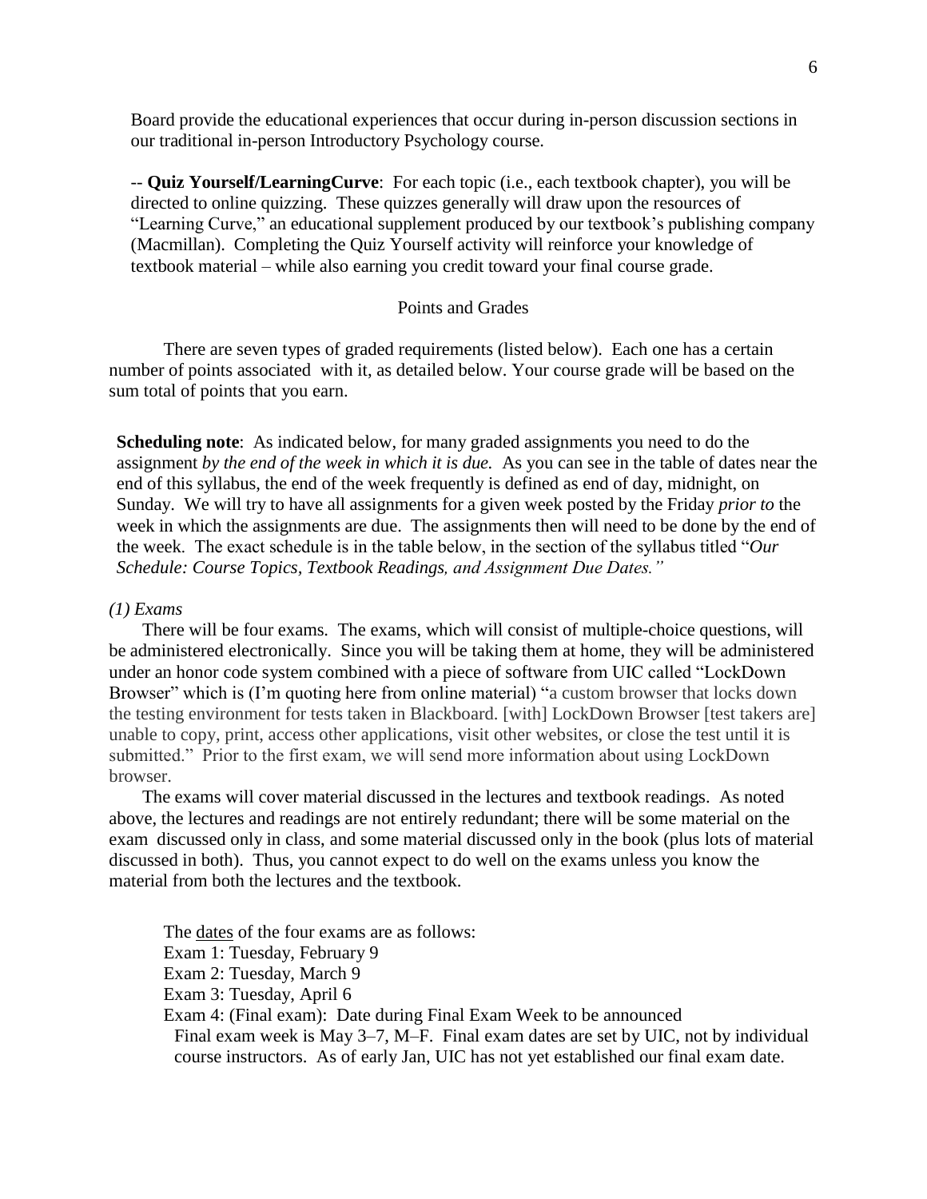Board provide the educational experiences that occur during in-person discussion sections in our traditional in-person Introductory Psychology course.

-- **Quiz Yourself/LearningCurve**: For each topic (i.e., each textbook chapter), you will be directed to online quizzing. These quizzes generally will draw upon the resources of "Learning Curve," an educational supplement produced by our textbook's publishing company (Macmillan). Completing the Quiz Yourself activity will reinforce your knowledge of textbook material – while also earning you credit toward your final course grade.

## Points and Grades

There are seven types of graded requirements (listed below). Each one has a certain number of points associated with it, as detailed below. Your course grade will be based on the sum total of points that you earn.

**Scheduling note**: As indicated below, for many graded assignments you need to do the assignment *by the end of the week in which it is due.* As you can see in the table of dates near the end of this syllabus, the end of the week frequently is defined as end of day, midnight, on Sunday. We will try to have all assignments for a given week posted by the Friday *prior to* the week in which the assignments are due. The assignments then will need to be done by the end of the week. The exact schedule is in the table below, in the section of the syllabus titled "*Our Schedule: Course Topics, Textbook Readings, and Assignment Due Dates.*"

*(1) Exams*

There will be four exams. The exams, which will consist of multiple-choice questions, will be administered electronically. Since you will be taking them at home, they will be administered under an honor code system combined with a piece of software from UIC called "LockDown Browser" which is (I'm quoting here from online material) "a custom browser that locks down the testing environment for tests taken in Blackboard. [with] LockDown Browser [test takers are] unable to copy, print, access other applications, visit other websites, or close the test until it is submitted." Prior to the first exam, we will send more information about using LockDown browser.

The exams will cover material discussed in the lectures and textbook readings. As noted above, the lectures and readings are not entirely redundant; there will be some material on the exam discussed only in class, and some material discussed only in the book (plus lots of material discussed in both). Thus, you cannot expect to do well on the exams unless you know the material from both the lectures and the textbook.

The dates of the four exams are as follows:

Exam 1: Tuesday, February 9
Exam 2: Tuesday, March 9
Exam 3: Tuesday, April 6
Exam 4: (Final exam): Date during Final Exam Week to be announced
Final exam week is May 3–7, M–F. Final exam dates are set by UIC, not by individual course instructors. As of early Jan, UIC has not yet established our final exam date.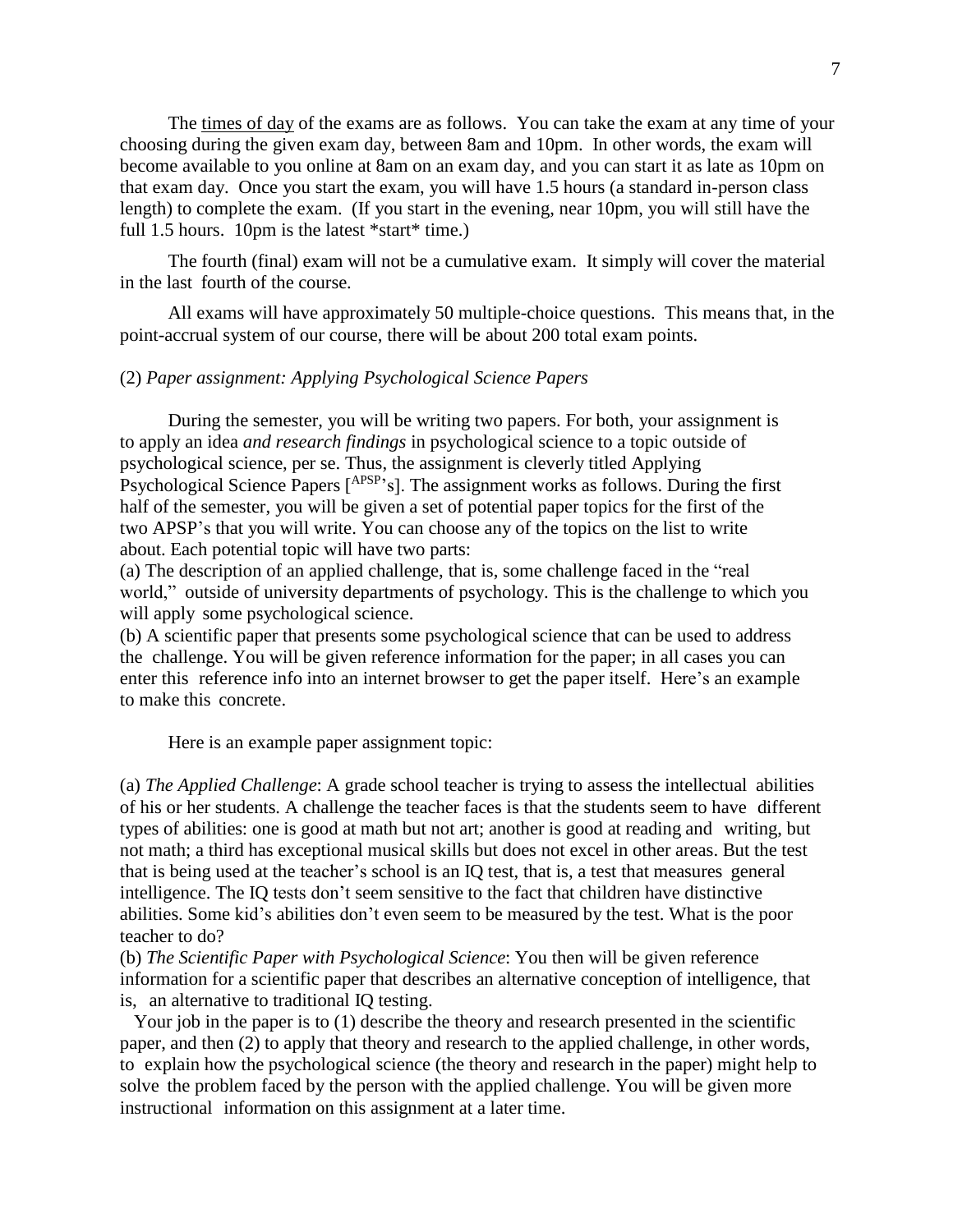The times of day of the exams are as follows. You can take the exam at any time of your choosing during the given exam day, between 8am and 10pm. In other words, the exam will become available to you online at 8am on an exam day, and you can start it as late as 10pm on that exam day. Once you start the exam, you will have 1.5 hours (a standard in-person class length) to complete the exam. (If you start in the evening, near 10pm, you will still have the full 1.5 hours. 10pm is the latest *start* time.)

The fourth (final) exam will not be a cumulative exam. It simply will cover the material in the last fourth of the course.

All exams will have approximately 50 multiple-choice questions. This means that, in the point-accrual system of our course, there will be about 200 total exam points.

(2) *Paper assignment: Applying Psychological Science Papers*

During the semester, you will be writing two papers. For both, your assignment is to apply an idea *and research findings* in psychological science to a topic outside of psychological science, per se. Thus, the assignment is cleverly titled Applying Psychological Science Papers [APSP's]. The assignment works as follows. During the first half of the semester, you will be given a set of potential paper topics for the first of the two APSP's that you will write. You can choose any of the topics on the list to write about. Each potential topic will have two parts:

(a) The description of an applied challenge, that is, some challenge faced in the "real world," outside of university departments of psychology. This is the challenge to which you will apply some psychological science.

(b) A scientific paper that presents some psychological science that can be used to address the challenge. You will be given reference information for the paper; in all cases you can enter this reference info into an internet browser to get the paper itself. Here's an example to make this concrete.

Here is an example paper assignment topic:

(a) *The Applied Challenge*: A grade school teacher is trying to assess the intellectual abilities of his or her students. A challenge the teacher faces is that the students seem to have different types of abilities: one is good at math but not art; another is good at reading and writing, but not math; a third has exceptional musical skills but does not excel in other areas. But the test that is being used at the teacher's school is an IQ test, that is, a test that measures general intelligence. The IQ tests don't seem sensitive to the fact that children have distinctive abilities. Some kid's abilities don't even seem to be measured by the test. What is the poor teacher to do?

(b) *The Scientific Paper with Psychological Science*: You then will be given reference information for a scientific paper that describes an alternative conception of intelligence, that is, an alternative to traditional IQ testing.

Your job in the paper is to (1) describe the theory and research presented in the scientific paper, and then (2) to apply that theory and research to the applied challenge, in other words, to explain how the psychological science (the theory and research in the paper) might help to solve the problem faced by the person with the applied challenge. You will be given more instructional information on this assignment at a later time.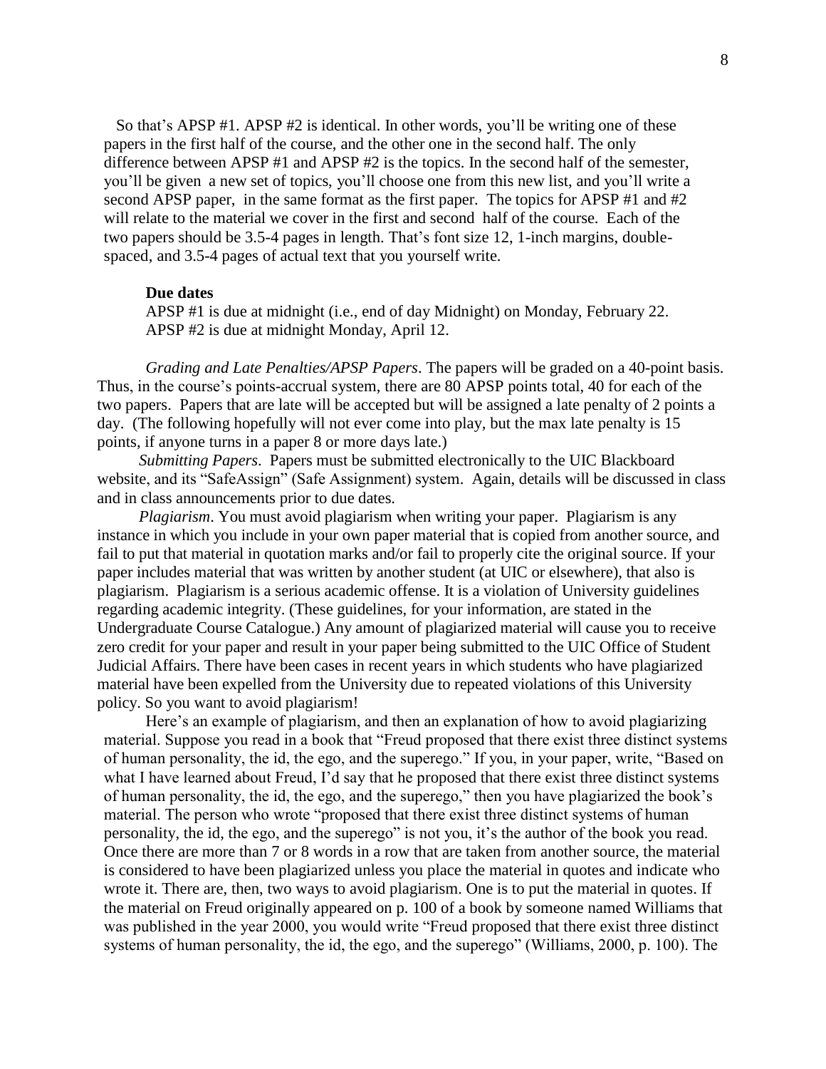So that's APSP #1. APSP #2 is identical. In other words, you'll be writing one of these papers in the first half of the course, and the other one in the second half. The only difference between APSP #1 and APSP #2 is the topics. In the second half of the semester, you'll be given a new set of topics, you'll choose one from this new list, and you'll write a second APSP paper, in the same format as the first paper. The topics for APSP #1 and #2 will relate to the material we cover in the first and second half of the course. Each of the two papers should be 3.5-4 pages in length. That's font size 12, 1-inch margins, double-spaced, and 3.5-4 pages of actual text that you yourself write.

**Due dates**

APSP #1 is due at midnight (i.e., end of day Midnight) on Monday, February 22.
APSP #2 is due at midnight Monday, April 12.

*Grading and Late Penalties/APSP Papers*. The papers will be graded on a 40-point basis. Thus, in the course's points-accrual system, there are 80 APSP points total, 40 for each of the two papers. Papers that are late will be accepted but will be assigned a late penalty of 2 points a day. (The following hopefully will not ever come into play, but the max late penalty is 15 points, if anyone turns in a paper 8 or more days late.)

*Submitting Papers*. Papers must be submitted electronically to the UIC Blackboard website, and its "SafeAssign" (Safe Assignment) system. Again, details will be discussed in class and in class announcements prior to due dates.

*Plagiarism*. You must avoid plagiarism when writing your paper. Plagiarism is any instance in which you include in your own paper material that is copied from another source, and fail to put that material in quotation marks and/or fail to properly cite the original source. If your paper includes material that was written by another student (at UIC or elsewhere), that also is plagiarism. Plagiarism is a serious academic offense. It is a violation of University guidelines regarding academic integrity. (These guidelines, for your information, are stated in the Undergraduate Course Catalogue.) Any amount of plagiarized material will cause you to receive zero credit for your paper and result in your paper being submitted to the UIC Office of Student Judicial Affairs. There have been cases in recent years in which students who have plagiarized material have been expelled from the University due to repeated violations of this University policy. So you want to avoid plagiarism!

Here's an example of plagiarism, and then an explanation of how to avoid plagiarizing material. Suppose you read in a book that "Freud proposed that there exist three distinct systems of human personality, the id, the ego, and the superego." If you, in your paper, write, "Based on what I have learned about Freud, I'd say that he proposed that there exist three distinct systems of human personality, the id, the ego, and the superego," then you have plagiarized the book's material. The person who wrote "proposed that there exist three distinct systems of human personality, the id, the ego, and the superego" is not you, it's the author of the book you read. Once there are more than 7 or 8 words in a row that are taken from another source, the material is considered to have been plagiarized unless you place the material in quotes and indicate who wrote it. There are, then, two ways to avoid plagiarism. One is to put the material in quotes. If the material on Freud originally appeared on p. 100 of a book by someone named Williams that was published in the year 2000, you would write "Freud proposed that there exist three distinct systems of human personality, the id, the ego, and the superego" (Williams, 2000, p. 100). The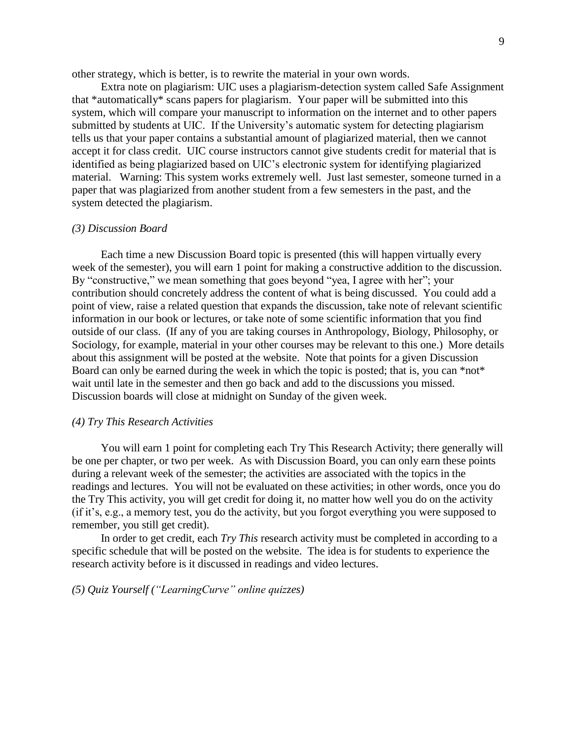other strategy, which is better, is to rewrite the material in your own words.

Extra note on plagiarism: UIC uses a plagiarism-detection system called Safe Assignment that *automatically* scans papers for plagiarism. Your paper will be submitted into this system, which will compare your manuscript to information on the internet and to other papers submitted by students at UIC. If the University's automatic system for detecting plagiarism tells us that your paper contains a substantial amount of plagiarized material, then we cannot accept it for class credit. UIC course instructors cannot give students credit for material that is identified as being plagiarized based on UIC's electronic system for identifying plagiarized material. Warning: This system works extremely well. Just last semester, someone turned in a paper that was plagiarized from another student from a few semesters in the past, and the system detected the plagiarism.

*(3) Discussion Board*

Each time a new Discussion Board topic is presented (this will happen virtually every week of the semester), you will earn 1 point for making a constructive addition to the discussion. By "constructive," we mean something that goes beyond "yea, I agree with her"; your contribution should concretely address the content of what is being discussed. You could add a point of view, raise a related question that expands the discussion, take note of relevant scientific information in our book or lectures, or take note of some scientific information that you find outside of our class. (If any of you are taking courses in Anthropology, Biology, Philosophy, or Sociology, for example, material in your other courses may be relevant to this one.) More details about this assignment will be posted at the website. Note that points for a given Discussion Board can only be earned during the week in which the topic is posted; that is, you can *not* wait until late in the semester and then go back and add to the discussions you missed. Discussion boards will close at midnight on Sunday of the given week.

*(4) Try This Research Activities*

You will earn 1 point for completing each Try This Research Activity; there generally will be one per chapter, or two per week. As with Discussion Board, you can only earn these points during a relevant week of the semester; the activities are associated with the topics in the readings and lectures. You will not be evaluated on these activities; in other words, once you do the Try This activity, you will get credit for doing it, no matter how well you do on the activity (if it's, e.g., a memory test, you do the activity, but you forgot everything you were supposed to remember, you still get credit).

In order to get credit, each *Try This* research activity must be completed in according to a specific schedule that will be posted on the website. The idea is for students to experience the research activity before is it discussed in readings and video lectures.

*(5) Quiz Yourself ("LearningCurve" online quizzes)*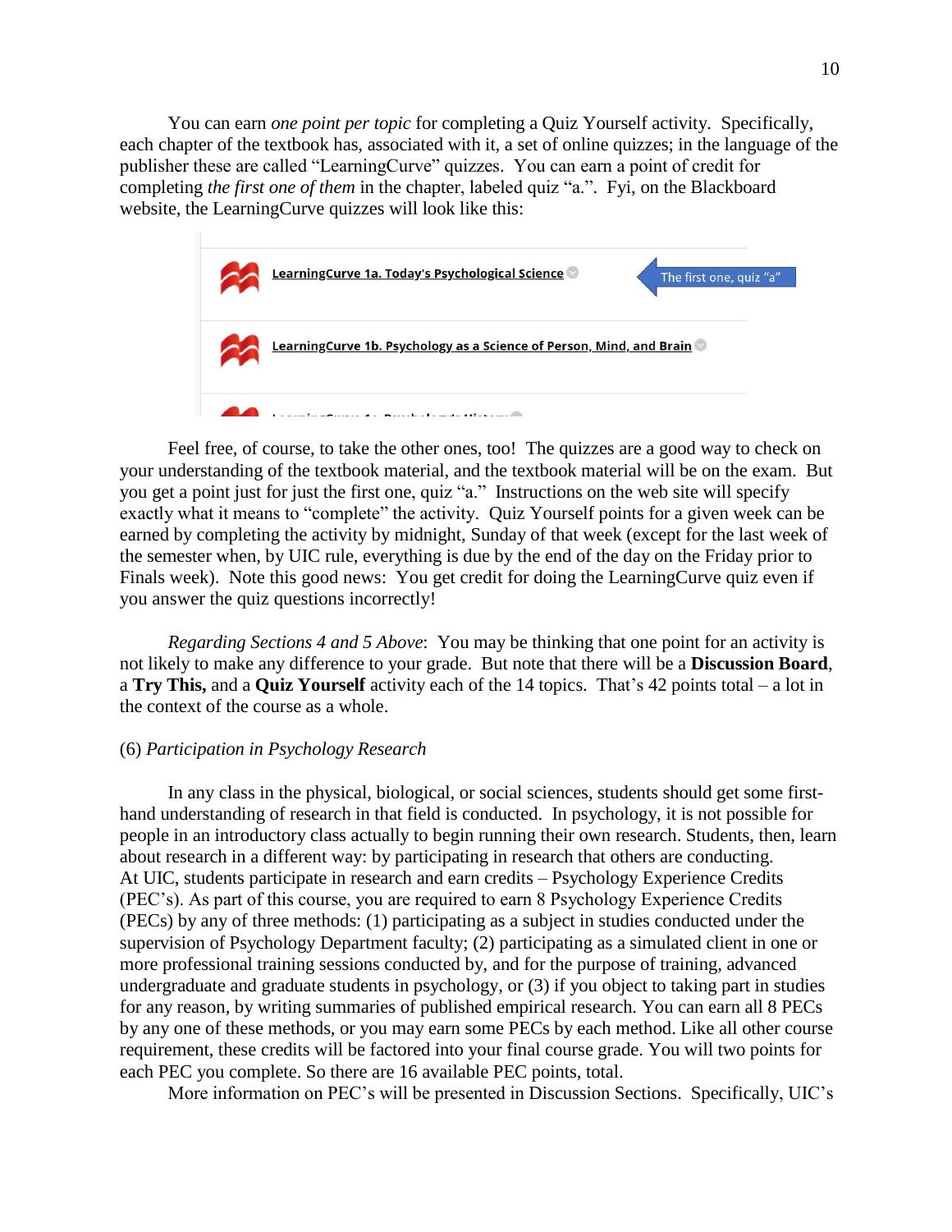You can earn *one point per topic* for completing a Quiz Yourself activity. Specifically, each chapter of the textbook has, associated with it, a set of online quizzes; in the language of the publisher these are called "LearningCurve" quizzes. You can earn a point of credit for completing *the first one of them* in the chapter, labeled quiz "a.". Fyi, on the Blackboard website, the LearningCurve quizzes will look like this:

Feel free, of course, to take the other ones, too! The quizzes are a good way to check on your understanding of the textbook material, and the textbook material will be on the exam. But you get a point just for just the first one, quiz "a." Instructions on the web site will specify exactly what it means to "complete" the activity. Quiz Yourself points for a given week can be earned by completing the activity by midnight, Sunday of that week (except for the last week of the semester when, by UIC rule, everything is due by the end of the day on the Friday prior to Finals week). Note this good news: You get credit for doing the LearningCurve quiz even if you answer the quiz questions incorrectly!

*Regarding Sections 4 and 5 Above*: You may be thinking that one point for an activity is not likely to make any difference to your grade. But note that there will be a **Discussion Board**, a **Try This,** and a **Quiz Yourself** activity each of the 14 topics. That's 42 points total – a lot in the context of the course as a whole.

(6) *Participation in Psychology Research*

In any class in the physical, biological, or social sciences, students should get some first-hand understanding of research in that field is conducted. In psychology, it is not possible for people in an introductory class actually to begin running their own research. Students, then, learn about research in a different way: by participating in research that others are conducting. At UIC, students participate in research and earn credits – Psychology Experience Credits (PEC's). As part of this course, you are required to earn 8 Psychology Experience Credits (PECs) by any of three methods: (1) participating as a subject in studies conducted under the supervision of Psychology Department faculty; (2) participating as a simulated client in one or more professional training sessions conducted by, and for the purpose of training, advanced undergraduate and graduate students in psychology, or (3) if you object to taking part in studies for any reason, by writing summaries of published empirical research. You can earn all 8 PECs by any one of these methods, or you may earn some PECs by each method. Like all other course requirement, these credits will be factored into your final course grade. You will two points for each PEC you complete. So there are 16 available PEC points, total.

More information on PEC's will be presented in Discussion Sections. Specifically, UIC's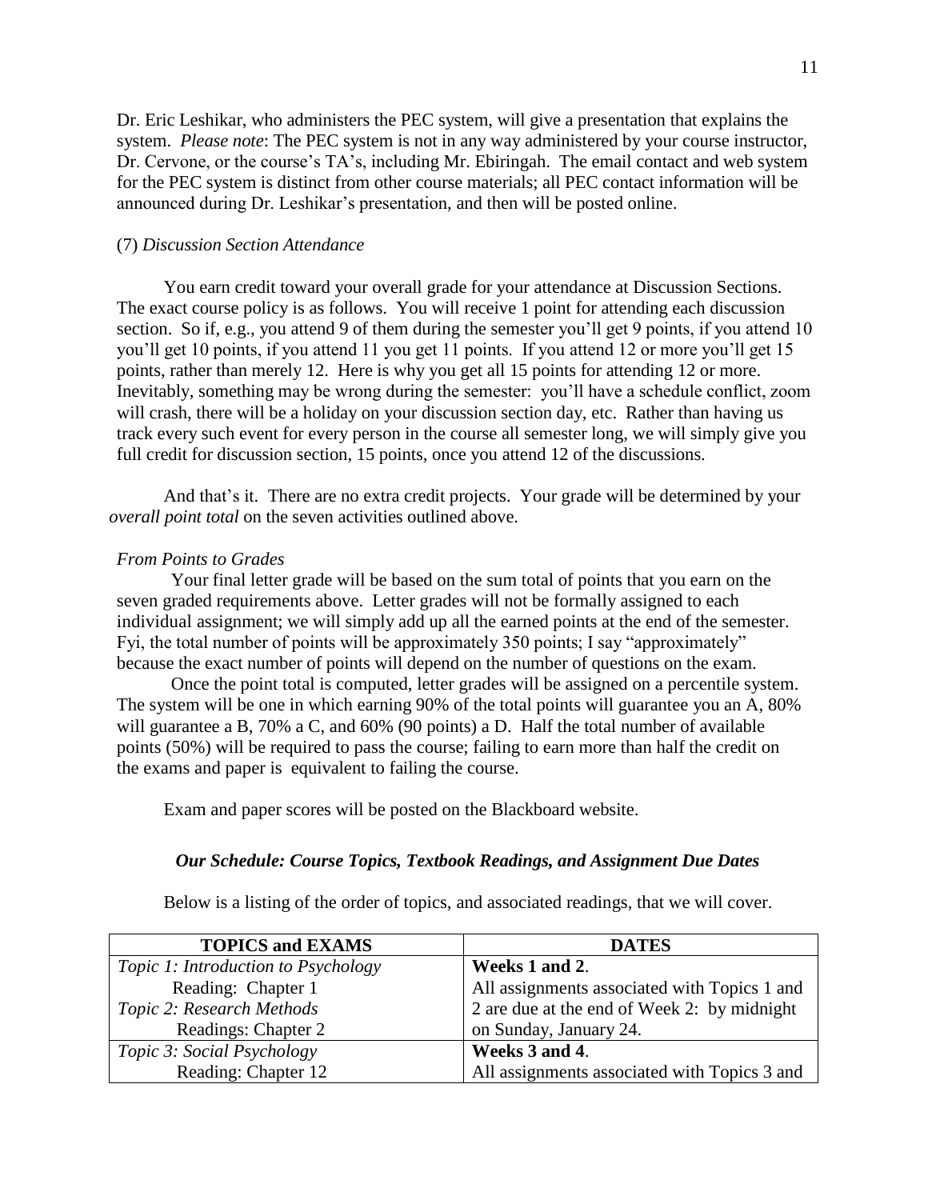Dr. Eric Leshikar, who administers the PEC system, will give a presentation that explains the system. *Please note*: The PEC system is not in any way administered by your course instructor, Dr. Cervone, or the course's TA's, including Mr. Ebiringah. The email contact and web system for the PEC system is distinct from other course materials; all PEC contact information will be announced during Dr. Leshikar's presentation, and then will be posted online.

(7) *Discussion Section Attendance*

You earn credit toward your overall grade for your attendance at Discussion Sections. The exact course policy is as follows. You will receive 1 point for attending each discussion section. So if, e.g., you attend 9 of them during the semester you'll get 9 points, if you attend 10 you'll get 10 points, if you attend 11 you get 11 points. If you attend 12 or more you'll get 15 points, rather than merely 12. Here is why you get all 15 points for attending 12 or more. Inevitably, something may be wrong during the semester: you'll have a schedule conflict, zoom will crash, there will be a holiday on your discussion section day, etc. Rather than having us track every such event for every person in the course all semester long, we will simply give you full credit for discussion section, 15 points, once you attend 12 of the discussions.

And that's it. There are no extra credit projects. Your grade will be determined by your *overall point total* on the seven activities outlined above.

*From Points to Grades*

Your final letter grade will be based on the sum total of points that you earn on the seven graded requirements above. Letter grades will not be formally assigned to each individual assignment; we will simply add up all the earned points at the end of the semester. Fyi, the total number of points will be approximately 350 points; I say "approximately" because the exact number of points will depend on the number of questions on the exam.

Once the point total is computed, letter grades will be assigned on a percentile system. The system will be one in which earning 90% of the total points will guarantee you an A, 80% will guarantee a B, 70% a C, and 60% (90 points) a D. Half the total number of available points (50%) will be required to pass the course; failing to earn more than half the credit on the exams and paper is equivalent to failing the course.

Exam and paper scores will be posted on the Blackboard website.

### ***Our Schedule: Course Topics, Textbook Readings, and Assignment Due Dates***

Below is a listing of the order of topics, and associated readings, that we will cover.

| TOPICS and EXAMS | DATES |
|---|---|
| *Topic 1: Introduction to Psychology*<br>Reading: Chapter 1<br>*Topic 2: Research Methods*<br>Readings: Chapter 2 | **Weeks 1 and 2**.<br>All assignments associated with Topics 1 and 2 are due at the end of Week 2: by midnight on Sunday, January 24. |
| *Topic 3: Social Psychology*<br>Reading: Chapter 12 | **Weeks 3 and 4**.<br>All assignments associated with Topics 3 and |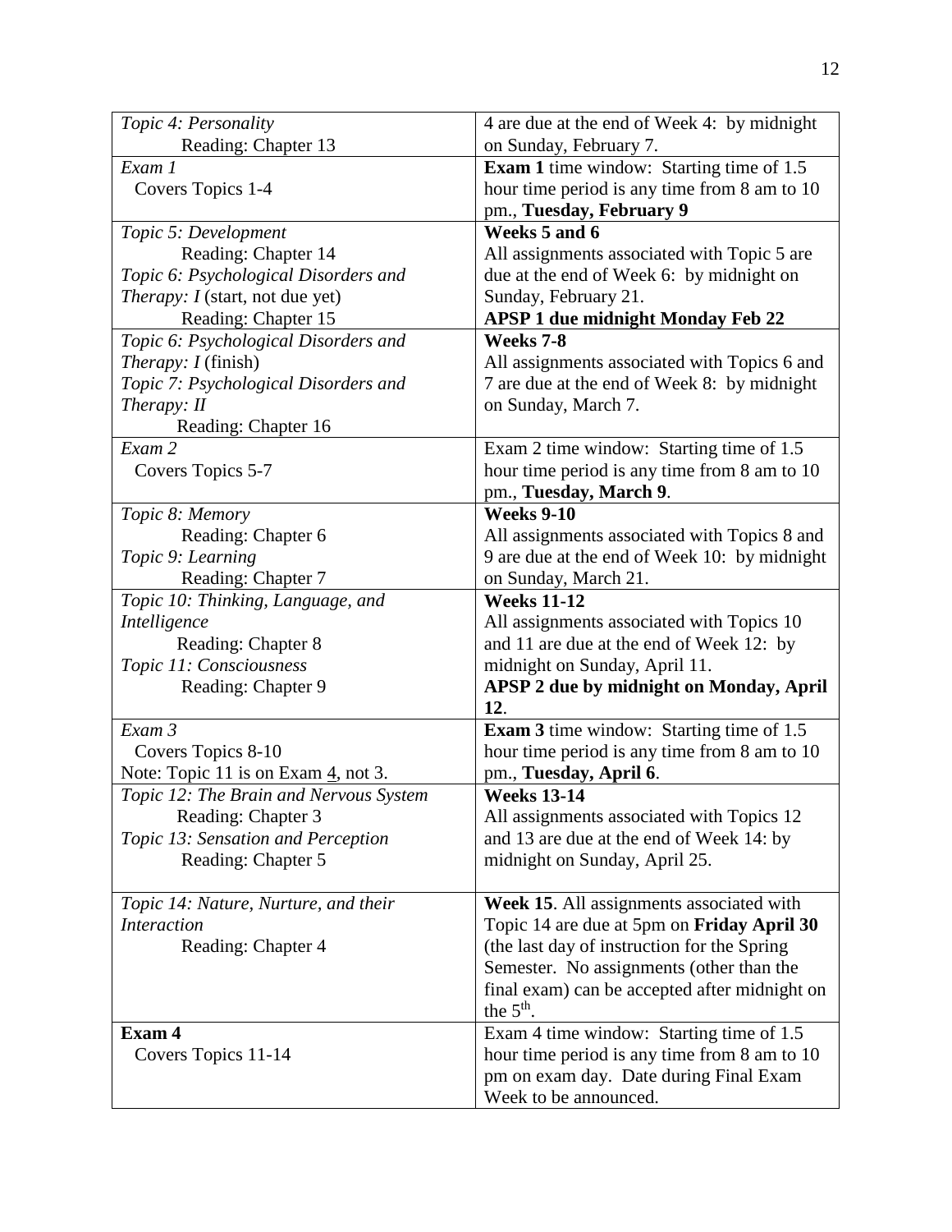| | |
|---|---|
| *Topic 4: Personality*<br>Reading: Chapter 13 | 4 are due at the end of Week 4: by midnight on Sunday, February 7. |
| *Exam 1*<br>Covers Topics 1-4 | **Exam 1** time window: Starting time of 1.5 hour time period is any time from 8 am to 10 pm., **Tuesday, February 9** |
| *Topic 5: Development*<br>Reading: Chapter 14<br>*Topic 6: Psychological Disorders and Therapy: I* (start, not due yet)<br>Reading: Chapter 15 | **Weeks 5 and 6**<br>All assignments associated with Topic 5 are due at the end of Week 6: by midnight on Sunday, February 21.<br>**APSP 1 due midnight Monday Feb 22** |
| *Topic 6: Psychological Disorders and Therapy: I* (finish)<br>*Topic 7: Psychological Disorders and Therapy: II*<br>Reading: Chapter 16 | **Weeks 7-8**<br>All assignments associated with Topics 6 and 7 are due at the end of Week 8: by midnight on Sunday, March 7. |
| *Exam 2*<br>Covers Topics 5-7 | Exam 2 time window: Starting time of 1.5 hour time period is any time from 8 am to 10 pm., **Tuesday, March 9**. |
| *Topic 8: Memory*<br>Reading: Chapter 6<br>*Topic 9: Learning*<br>Reading: Chapter 7 | **Weeks 9-10**<br>All assignments associated with Topics 8 and 9 are due at the end of Week 10: by midnight on Sunday, March 21. |
| *Topic 10: Thinking, Language, and Intelligence*<br>Reading: Chapter 8<br>*Topic 11: Consciousness*<br>Reading: Chapter 9 | **Weeks 11-12**<br>All assignments associated with Topics 10 and 11 are due at the end of Week 12: by midnight on Sunday, April 11.<br>**APSP 2 due by midnight on Monday, April 12**. |
| *Exam 3*<br>Covers Topics 8-10<br>Note: Topic 11 is on Exam 4, not 3. | **Exam 3** time window: Starting time of 1.5 hour time period is any time from 8 am to 10 pm., **Tuesday, April 6**. |
| *Topic 12: The Brain and Nervous System*<br>Reading: Chapter 3<br>*Topic 13: Sensation and Perception*<br>Reading: Chapter 5 | **Weeks 13-14**<br>All assignments associated with Topics 12 and 13 are due at the end of Week 14: by midnight on Sunday, April 25. |
| *Topic 14: Nature, Nurture, and their Interaction*<br>Reading: Chapter 4 | **Week 15**. All assignments associated with Topic 14 are due at 5pm on **Friday April 30** (the last day of instruction for the Spring Semester. No assignments (other than the final exam) can be accepted after midnight on the 5th. |
| **Exam 4**<br>Covers Topics 11-14 | Exam 4 time window: Starting time of 1.5 hour time period is any time from 8 am to 10 pm on exam day. Date during Final Exam Week to be announced. |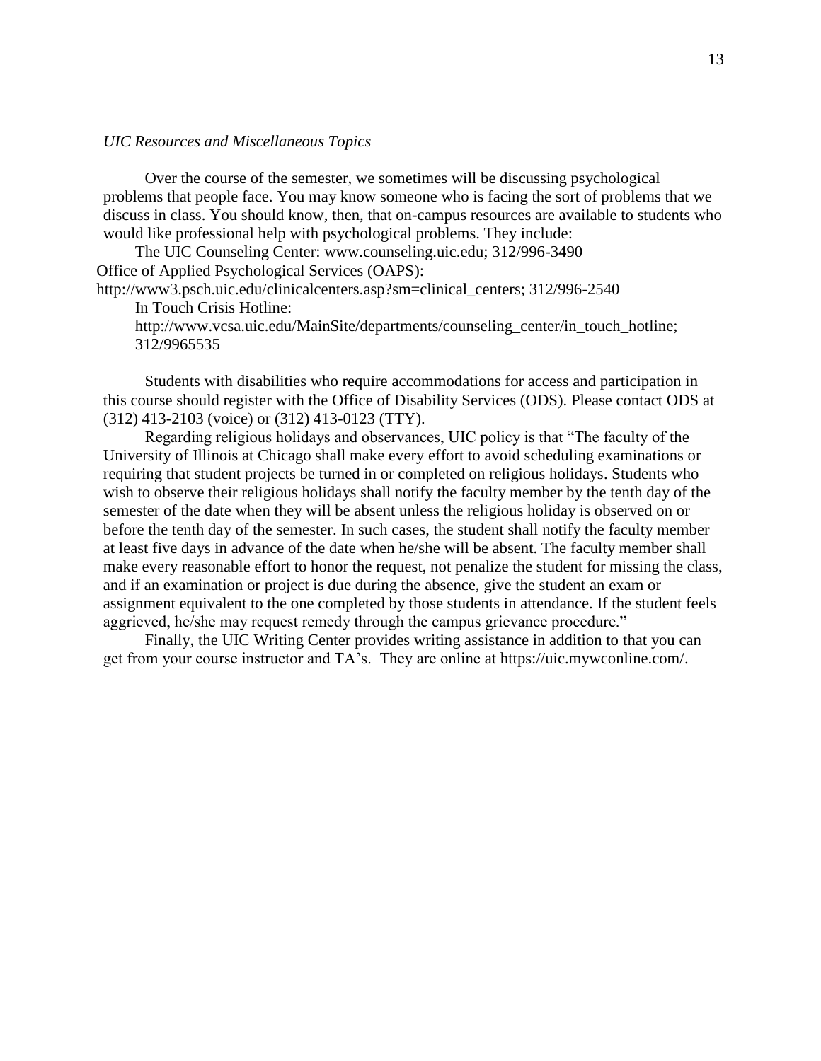*UIC Resources and Miscellaneous Topics*

Over the course of the semester, we sometimes will be discussing psychological problems that people face. You may know someone who is facing the sort of problems that we discuss in class. You should know, then, that on-campus resources are available to students who would like professional help with psychological problems. They include:

The UIC Counseling Center: www.counseling.uic.edu; 312/996-3490

Office of Applied Psychological Services (OAPS): http://www3.psch.uic.edu/clinicalcenters.asp?sm=clinical_centers; 312/996-2540

In Touch Crisis Hotline: http://www.vcsa.uic.edu/MainSite/departments/counseling_center/in_touch_hotline; 312/9965535

Students with disabilities who require accommodations for access and participation in this course should register with the Office of Disability Services (ODS). Please contact ODS at (312) 413-2103 (voice) or (312) 413-0123 (TTY).

Regarding religious holidays and observances, UIC policy is that "The faculty of the University of Illinois at Chicago shall make every effort to avoid scheduling examinations or requiring that student projects be turned in or completed on religious holidays. Students who wish to observe their religious holidays shall notify the faculty member by the tenth day of the semester of the date when they will be absent unless the religious holiday is observed on or before the tenth day of the semester. In such cases, the student shall notify the faculty member at least five days in advance of the date when he/she will be absent. The faculty member shall make every reasonable effort to honor the request, not penalize the student for missing the class, and if an examination or project is due during the absence, give the student an exam or assignment equivalent to the one completed by those students in attendance. If the student feels aggrieved, he/she may request remedy through the campus grievance procedure."

Finally, the UIC Writing Center provides writing assistance in addition to that you can get from your course instructor and TA's. They are online at https://uic.mywconline.com/.